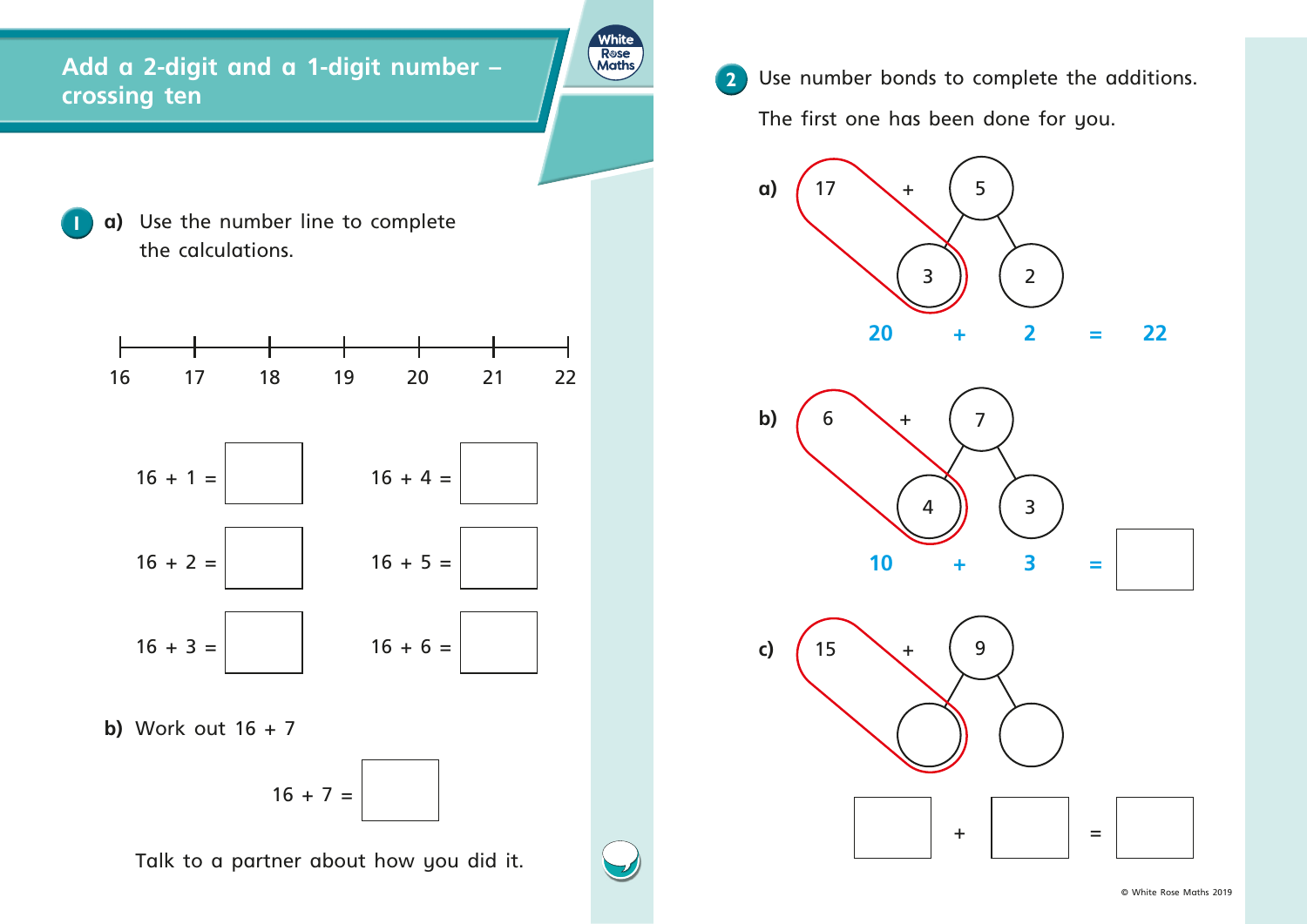# Add a 2-digit and a 1-digit number – crossing ten

**1** **a)** Use the number line to complete the calculations.

16 17 18 19 20 21 22

16 + 1 = ☐  16 + 4 = ☐

16 + 2 = ☐  16 + 5 = ☐

16 + 3 = ☐  16 + 6 = ☐

**b)** Work out 16 + 7

16 + 7 = ☐

Talk to a partner about how you did it.

**2** Use number bonds to complete the additions.

The first one has been done for you.

**a)** 17 + 5 (5 split into 3 and 2)

20 + 2 = 22

**b)** 6 + 7 (7 split into 4 and 3)

10 + 3 = ☐

**c)** 15 + 9 (9 split into ☐ and ☐)

☐ + ☐ = ☐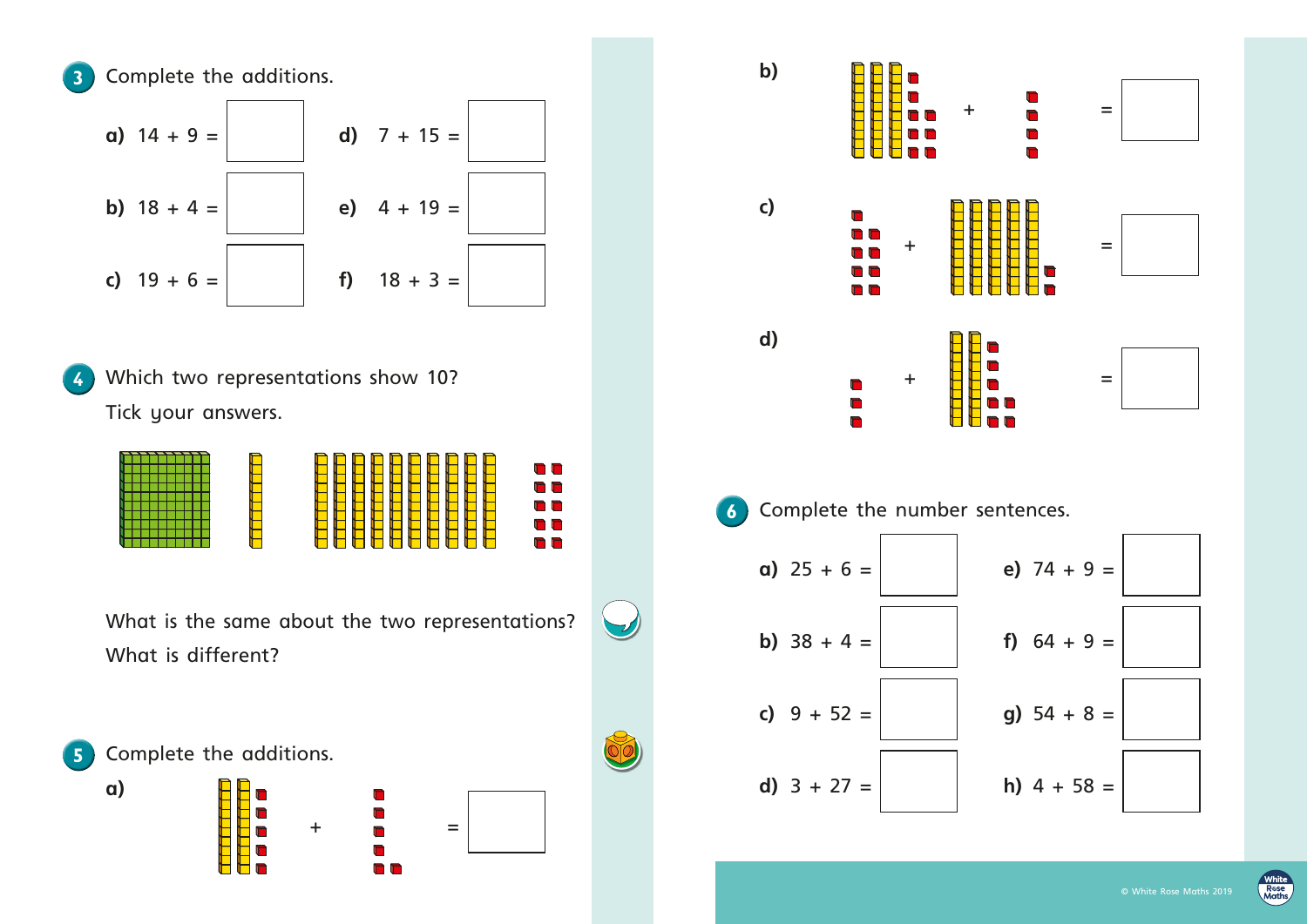**3** Complete the additions.

a) 14 + 9 = ☐

b) 18 + 4 = ☐

c) 19 + 6 = ☐

d) 7 + 15 = ☐

e) 4 + 19 = ☐

f) 18 + 3 = ☐

**4** Which two representations show 10?

Tick your answers.

What is the same about the two representations?

What is different?

**5** Complete the additions.

a) + = ☐

b) + = ☐

c) + = ☐

d) + = ☐

**6** Complete the number sentences.

a) 25 + 6 = ☐

b) 38 + 4 = ☐

c) 9 + 52 = ☐

d) 3 + 27 = ☐

e) 74 + 9 = ☐

f) 64 + 9 = ☐

g) 54 + 8 = ☐

h) 4 + 58 = ☐